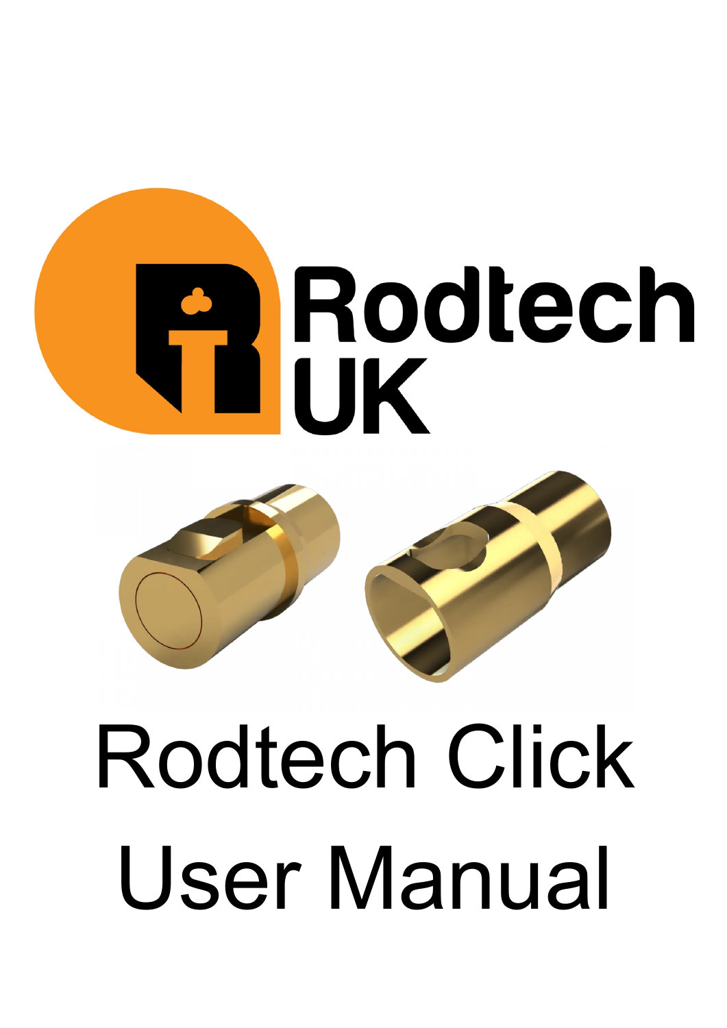Rodtech UK

# Rodtech Click User Manual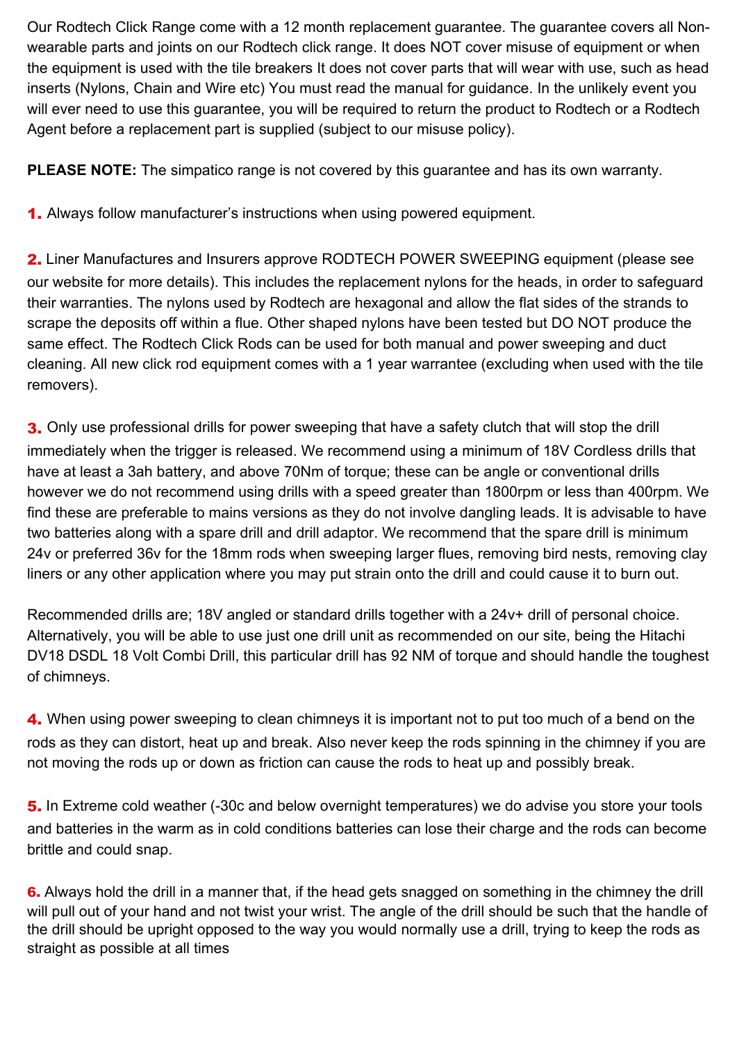Our Rodtech Click Range come with a 12 month replacement guarantee. The guarantee covers all Non-wearable parts and joints on our Rodtech click range. It does NOT cover misuse of equipment or when the equipment is used with the tile breakers It does not cover parts that will wear with use, such as head inserts (Nylons, Chain and Wire etc) You must read the manual for guidance. In the unlikely event you will ever need to use this guarantee, you will be required to return the product to Rodtech or a Rodtech Agent before a replacement part is supplied (subject to our misuse policy).

**PLEASE NOTE:** The simpatico range is not covered by this guarantee and has its own warranty.

**1.** Always follow manufacturer's instructions when using powered equipment.

**2.** Liner Manufactures and Insurers approve RODTECH POWER SWEEPING equipment (please see our website for more details). This includes the replacement nylons for the heads, in order to safeguard their warranties. The nylons used by Rodtech are hexagonal and allow the flat sides of the strands to scrape the deposits off within a flue. Other shaped nylons have been tested but DO NOT produce the same effect. The Rodtech Click Rods can be used for both manual and power sweeping and duct cleaning. All new click rod equipment comes with a 1 year warrantee (excluding when used with the tile removers).

**3.** Only use professional drills for power sweeping that have a safety clutch that will stop the drill immediately when the trigger is released. We recommend using a minimum of 18V Cordless drills that have at least a 3ah battery, and above 70Nm of torque; these can be angle or conventional drills however we do not recommend using drills with a speed greater than 1800rpm or less than 400rpm. We find these are preferable to mains versions as they do not involve dangling leads. It is advisable to have two batteries along with a spare drill and drill adaptor. We recommend that the spare drill is minimum 24v or preferred 36v for the 18mm rods when sweeping larger flues, removing bird nests, removing clay liners or any other application where you may put strain onto the drill and could cause it to burn out.

Recommended drills are; 18V angled or standard drills together with a 24v+ drill of personal choice. Alternatively, you will be able to use just one drill unit as recommended on our site, being the Hitachi DV18 DSDL 18 Volt Combi Drill, this particular drill has 92 NM of torque and should handle the toughest of chimneys.

**4.** When using power sweeping to clean chimneys it is important not to put too much of a bend on the rods as they can distort, heat up and break. Also never keep the rods spinning in the chimney if you are not moving the rods up or down as friction can cause the rods to heat up and possibly break.

**5.** In Extreme cold weather (-30c and below overnight temperatures) we do advise you store your tools and batteries in the warm as in cold conditions batteries can lose their charge and the rods can become brittle and could snap.

**6.** Always hold the drill in a manner that, if the head gets snagged on something in the chimney the drill will pull out of your hand and not twist your wrist. The angle of the drill should be such that the handle of the drill should be upright opposed to the way you would normally use a drill, trying to keep the rods as straight as possible at all times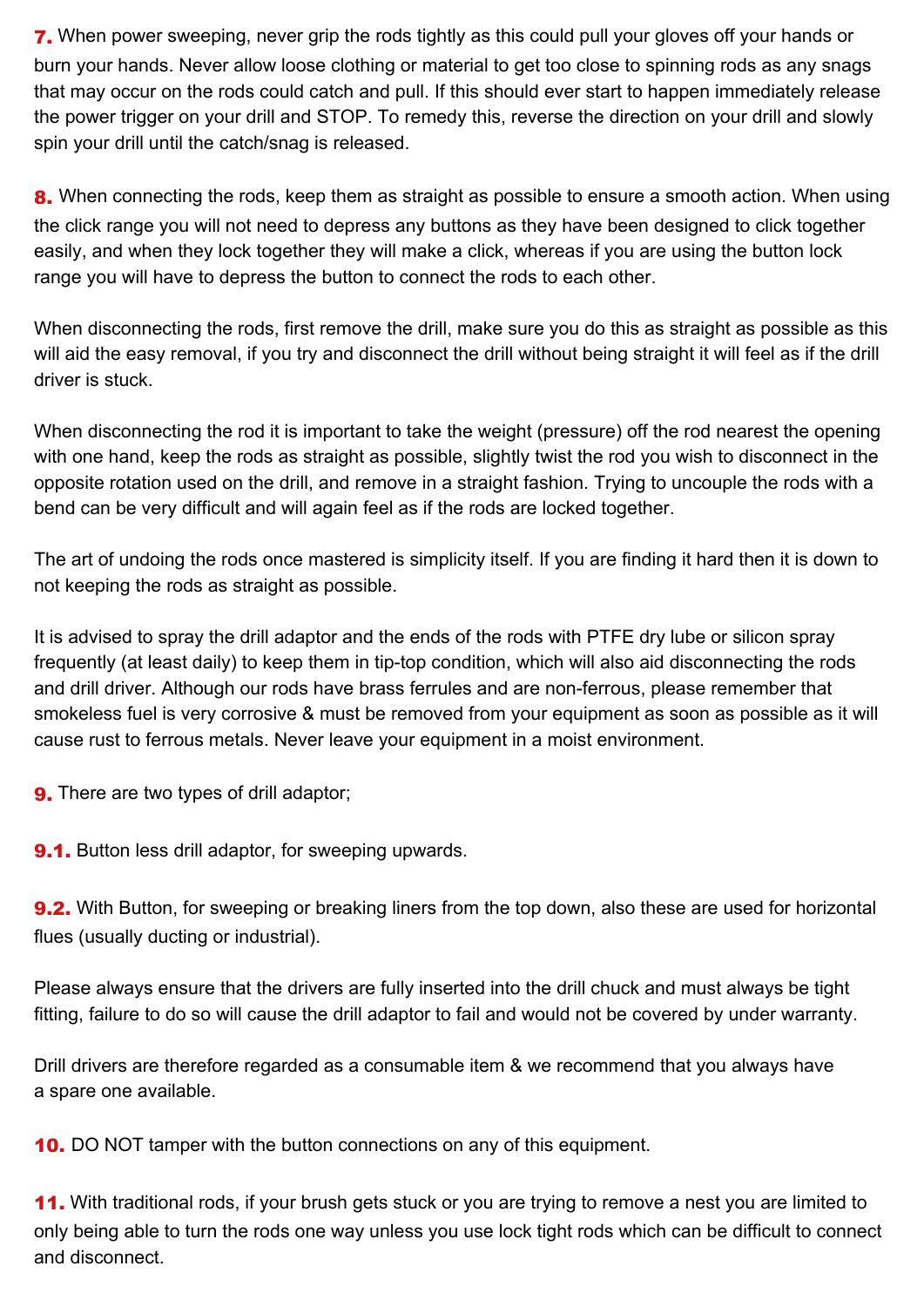**7.** When power sweeping, never grip the rods tightly as this could pull your gloves off your hands or burn your hands. Never allow loose clothing or material to get too close to spinning rods as any snags that may occur on the rods could catch and pull. If this should ever start to happen immediately release the power trigger on your drill and STOP. To remedy this, reverse the direction on your drill and slowly spin your drill until the catch/snag is released.

**8.** When connecting the rods, keep them as straight as possible to ensure a smooth action. When using the click range you will not need to depress any buttons as they have been designed to click together easily, and when they lock together they will make a click, whereas if you are using the button lock range you will have to depress the button to connect the rods to each other.

When disconnecting the rods, first remove the drill, make sure you do this as straight as possible as this will aid the easy removal, if you try and disconnect the drill without being straight it will feel as if the drill driver is stuck.

When disconnecting the rod it is important to take the weight (pressure) off the rod nearest the opening with one hand, keep the rods as straight as possible, slightly twist the rod you wish to disconnect in the opposite rotation used on the drill, and remove in a straight fashion. Trying to uncouple the rods with a bend can be very difficult and will again feel as if the rods are locked together.

The art of undoing the rods once mastered is simplicity itself. If you are finding it hard then it is down to not keeping the rods as straight as possible.

It is advised to spray the drill adaptor and the ends of the rods with PTFE dry lube or silicon spray frequently (at least daily) to keep them in tip-top condition, which will also aid disconnecting the rods and drill driver. Although our rods have brass ferrules and are non-ferrous, please remember that smokeless fuel is very corrosive & must be removed from your equipment as soon as possible as it will cause rust to ferrous metals. Never leave your equipment in a moist environment.

**9.** There are two types of drill adaptor;

**9.1.** Button less drill adaptor, for sweeping upwards.

**9.2.** With Button, for sweeping or breaking liners from the top down, also these are used for horizontal flues (usually ducting or industrial).

Please always ensure that the drivers are fully inserted into the drill chuck and must always be tight fitting, failure to do so will cause the drill adaptor to fail and would not be covered by under warranty.

Drill drivers are therefore regarded as a consumable item & we recommend that you always have a spare one available.

**10.** DO NOT tamper with the button connections on any of this equipment.

**11.** With traditional rods, if your brush gets stuck or you are trying to remove a nest you are limited to only being able to turn the rods one way unless you use lock tight rods which can be difficult to connect and disconnect.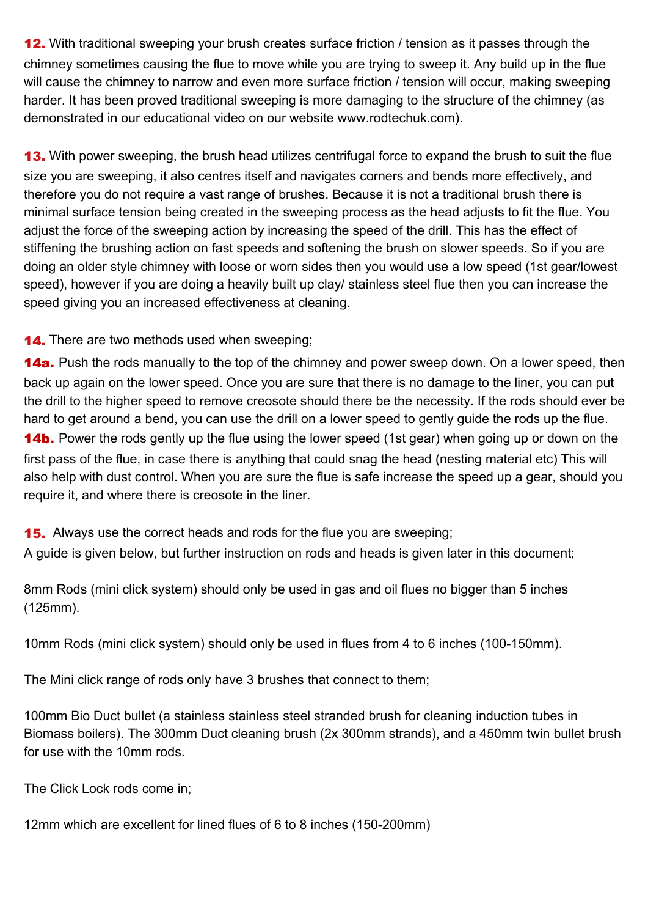**12.** With traditional sweeping your brush creates surface friction / tension as it passes through the chimney sometimes causing the flue to move while you are trying to sweep it. Any build up in the flue will cause the chimney to narrow and even more surface friction / tension will occur, making sweeping harder. It has been proved traditional sweeping is more damaging to the structure of the chimney (as demonstrated in our educational video on our website www.rodtechuk.com).

**13.** With power sweeping, the brush head utilizes centrifugal force to expand the brush to suit the flue size you are sweeping, it also centres itself and navigates corners and bends more effectively, and therefore you do not require a vast range of brushes. Because it is not a traditional brush there is minimal surface tension being created in the sweeping process as the head adjusts to fit the flue. You adjust the force of the sweeping action by increasing the speed of the drill. This has the effect of stiffening the brushing action on fast speeds and softening the brush on slower speeds. So if you are doing an older style chimney with loose or worn sides then you would use a low speed (1st gear/lowest speed), however if you are doing a heavily built up clay/ stainless steel flue then you can increase the speed giving you an increased effectiveness at cleaning.

**14.** There are two methods used when sweeping;

**14a.** Push the rods manually to the top of the chimney and power sweep down. On a lower speed, then back up again on the lower speed. Once you are sure that there is no damage to the liner, you can put the drill to the higher speed to remove creosote should there be the necessity. If the rods should ever be hard to get around a bend, you can use the drill on a lower speed to gently guide the rods up the flue.

**14b.** Power the rods gently up the flue using the lower speed (1st gear) when going up or down on the first pass of the flue, in case there is anything that could snag the head (nesting material etc) This will also help with dust control. When you are sure the flue is safe increase the speed up a gear, should you require it, and where there is creosote in the liner.

**15.** Always use the correct heads and rods for the flue you are sweeping;

A guide is given below, but further instruction on rods and heads is given later in this document;

8mm Rods (mini click system) should only be used in gas and oil flues no bigger than 5 inches (125mm).

10mm Rods (mini click system) should only be used in flues from 4 to 6 inches (100-150mm).

The Mini click range of rods only have 3 brushes that connect to them;

100mm Bio Duct bullet (a stainless stainless steel stranded brush for cleaning induction tubes in Biomass boilers). The 300mm Duct cleaning brush (2x 300mm strands), and a 450mm twin bullet brush for use with the 10mm rods.

The Click Lock rods come in;

12mm which are excellent for lined flues of 6 to 8 inches (150-200mm)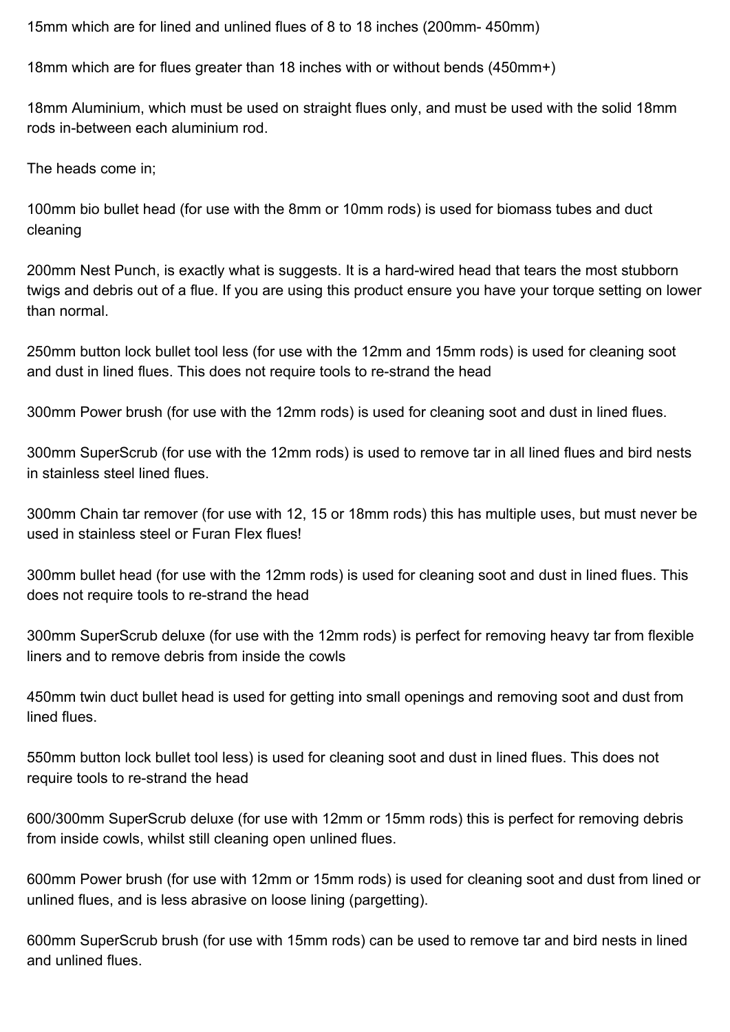15mm which are for lined and unlined flues of 8 to 18 inches (200mm- 450mm)

18mm which are for flues greater than 18 inches with or without bends (450mm+)

18mm Aluminium, which must be used on straight flues only, and must be used with the solid 18mm rods in-between each aluminium rod.

The heads come in;

100mm bio bullet head (for use with the 8mm or 10mm rods) is used for biomass tubes and duct cleaning

200mm Nest Punch, is exactly what is suggests. It is a hard-wired head that tears the most stubborn twigs and debris out of a flue. If you are using this product ensure you have your torque setting on lower than normal.

250mm button lock bullet tool less (for use with the 12mm and 15mm rods) is used for cleaning soot and dust in lined flues. This does not require tools to re-strand the head

300mm Power brush (for use with the 12mm rods) is used for cleaning soot and dust in lined flues.

300mm SuperScrub (for use with the 12mm rods) is used to remove tar in all lined flues and bird nests in stainless steel lined flues.

300mm Chain tar remover (for use with 12, 15 or 18mm rods) this has multiple uses, but must never be used in stainless steel or Furan Flex flues!

300mm bullet head (for use with the 12mm rods) is used for cleaning soot and dust in lined flues. This does not require tools to re-strand the head

300mm SuperScrub deluxe (for use with the 12mm rods) is perfect for removing heavy tar from flexible liners and to remove debris from inside the cowls

450mm twin duct bullet head is used for getting into small openings and removing soot and dust from lined flues.

550mm button lock bullet tool less) is used for cleaning soot and dust in lined flues. This does not require tools to re-strand the head

600/300mm SuperScrub deluxe (for use with 12mm or 15mm rods) this is perfect for removing debris from inside cowls, whilst still cleaning open unlined flues.

600mm Power brush (for use with 12mm or 15mm rods) is used for cleaning soot and dust from lined or unlined flues, and is less abrasive on loose lining (pargetting).

600mm SuperScrub brush (for use with 15mm rods) can be used to remove tar and bird nests in lined and unlined flues.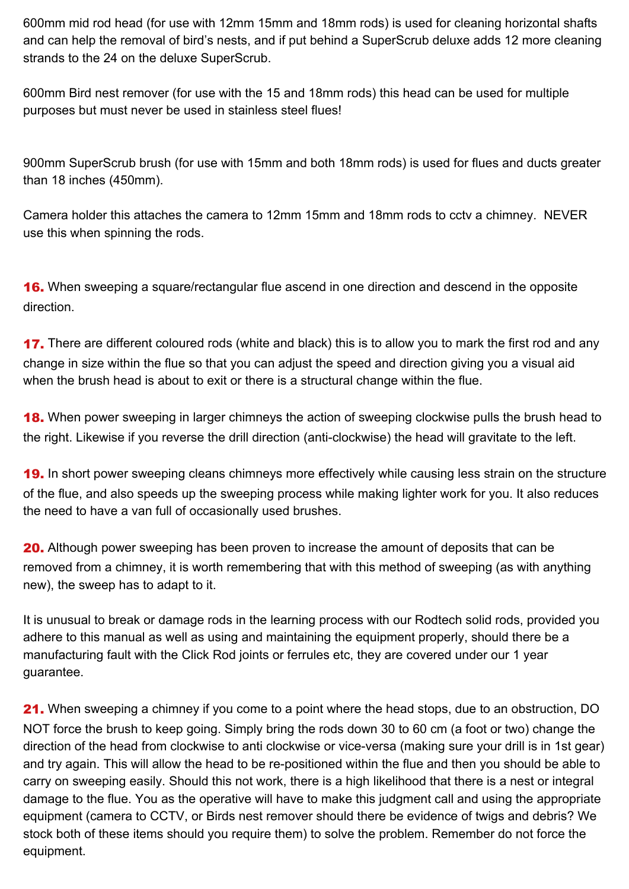600mm mid rod head (for use with 12mm 15mm and 18mm rods) is used for cleaning horizontal shafts and can help the removal of bird's nests, and if put behind a SuperScrub deluxe adds 12 more cleaning strands to the 24 on the deluxe SuperScrub.

600mm Bird nest remover (for use with the 15 and 18mm rods) this head can be used for multiple purposes but must never be used in stainless steel flues!

900mm SuperScrub brush (for use with 15mm and both 18mm rods) is used for flues and ducts greater than 18 inches (450mm).

Camera holder this attaches the camera to 12mm 15mm and 18mm rods to cctv a chimney. NEVER use this when spinning the rods.

**16.** When sweeping a square/rectangular flue ascend in one direction and descend in the opposite direction.

**17.** There are different coloured rods (white and black) this is to allow you to mark the first rod and any change in size within the flue so that you can adjust the speed and direction giving you a visual aid when the brush head is about to exit or there is a structural change within the flue.

**18.** When power sweeping in larger chimneys the action of sweeping clockwise pulls the brush head to the right. Likewise if you reverse the drill direction (anti-clockwise) the head will gravitate to the left.

**19.** In short power sweeping cleans chimneys more effectively while causing less strain on the structure of the flue, and also speeds up the sweeping process while making lighter work for you. It also reduces the need to have a van full of occasionally used brushes.

**20.** Although power sweeping has been proven to increase the amount of deposits that can be removed from a chimney, it is worth remembering that with this method of sweeping (as with anything new), the sweep has to adapt to it.

It is unusual to break or damage rods in the learning process with our Rodtech solid rods, provided you adhere to this manual as well as using and maintaining the equipment properly, should there be a manufacturing fault with the Click Rod joints or ferrules etc, they are covered under our 1 year guarantee.

**21.** When sweeping a chimney if you come to a point where the head stops, due to an obstruction, DO NOT force the brush to keep going. Simply bring the rods down 30 to 60 cm (a foot or two) change the direction of the head from clockwise to anti clockwise or vice-versa (making sure your drill is in 1st gear) and try again. This will allow the head to be re-positioned within the flue and then you should be able to carry on sweeping easily. Should this not work, there is a high likelihood that there is a nest or integral damage to the flue. You as the operative will have to make this judgment call and using the appropriate equipment (camera to CCTV, or Birds nest remover should there be evidence of twigs and debris? We stock both of these items should you require them) to solve the problem. Remember do not force the equipment.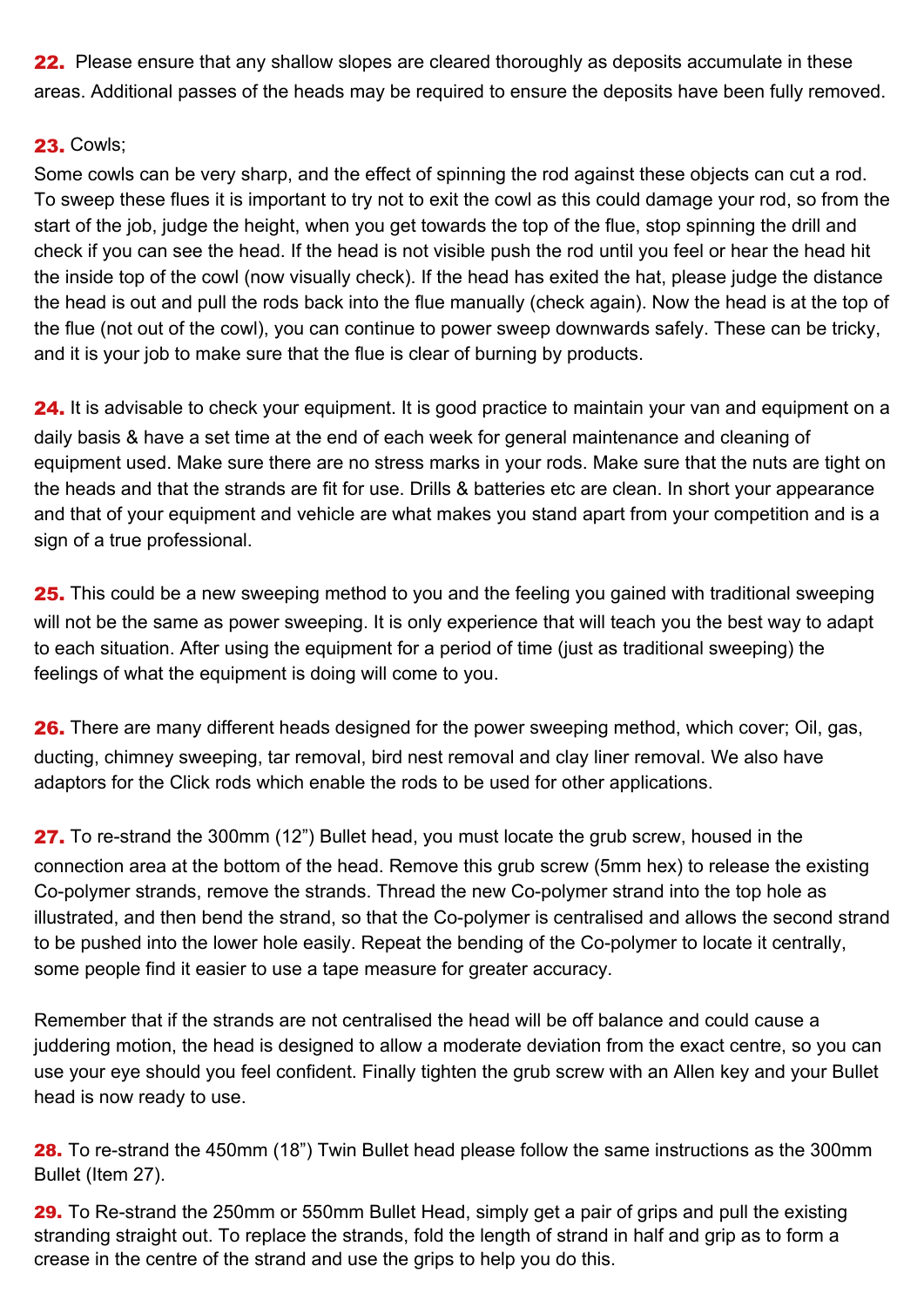**22.** Please ensure that any shallow slopes are cleared thoroughly as deposits accumulate in these areas. Additional passes of the heads may be required to ensure the deposits have been fully removed.

**23.** Cowls;
Some cowls can be very sharp, and the effect of spinning the rod against these objects can cut a rod. To sweep these flues it is important to try not to exit the cowl as this could damage your rod, so from the start of the job, judge the height, when you get towards the top of the flue, stop spinning the drill and check if you can see the head. If the head is not visible push the rod until you feel or hear the head hit the inside top of the cowl (now visually check). If the head has exited the hat, please judge the distance the head is out and pull the rods back into the flue manually (check again). Now the head is at the top of the flue (not out of the cowl), you can continue to power sweep downwards safely. These can be tricky, and it is your job to make sure that the flue is clear of burning by products.

**24.** It is advisable to check your equipment. It is good practice to maintain your van and equipment on a daily basis & have a set time at the end of each week for general maintenance and cleaning of equipment used. Make sure there are no stress marks in your rods. Make sure that the nuts are tight on the heads and that the strands are fit for use. Drills & batteries etc are clean. In short your appearance and that of your equipment and vehicle are what makes you stand apart from your competition and is a sign of a true professional.

**25.** This could be a new sweeping method to you and the feeling you gained with traditional sweeping will not be the same as power sweeping. It is only experience that will teach you the best way to adapt to each situation. After using the equipment for a period of time (just as traditional sweeping) the feelings of what the equipment is doing will come to you.

**26.** There are many different heads designed for the power sweeping method, which cover; Oil, gas, ducting, chimney sweeping, tar removal, bird nest removal and clay liner removal. We also have adaptors for the Click rods which enable the rods to be used for other applications.

**27.** To re-strand the 300mm (12") Bullet head, you must locate the grub screw, housed in the connection area at the bottom of the head. Remove this grub screw (5mm hex) to release the existing Co-polymer strands, remove the strands. Thread the new Co-polymer strand into the top hole as illustrated, and then bend the strand, so that the Co-polymer is centralised and allows the second strand to be pushed into the lower hole easily. Repeat the bending of the Co-polymer to locate it centrally, some people find it easier to use a tape measure for greater accuracy.

Remember that if the strands are not centralised the head will be off balance and could cause a juddering motion, the head is designed to allow a moderate deviation from the exact centre, so you can use your eye should you feel confident. Finally tighten the grub screw with an Allen key and your Bullet head is now ready to use.

**28.** To re-strand the 450mm (18") Twin Bullet head please follow the same instructions as the 300mm Bullet (Item 27).

**29.** To Re-strand the 250mm or 550mm Bullet Head, simply get a pair of grips and pull the existing stranding straight out. To replace the strands, fold the length of strand in half and grip as to form a crease in the centre of the strand and use the grips to help you do this.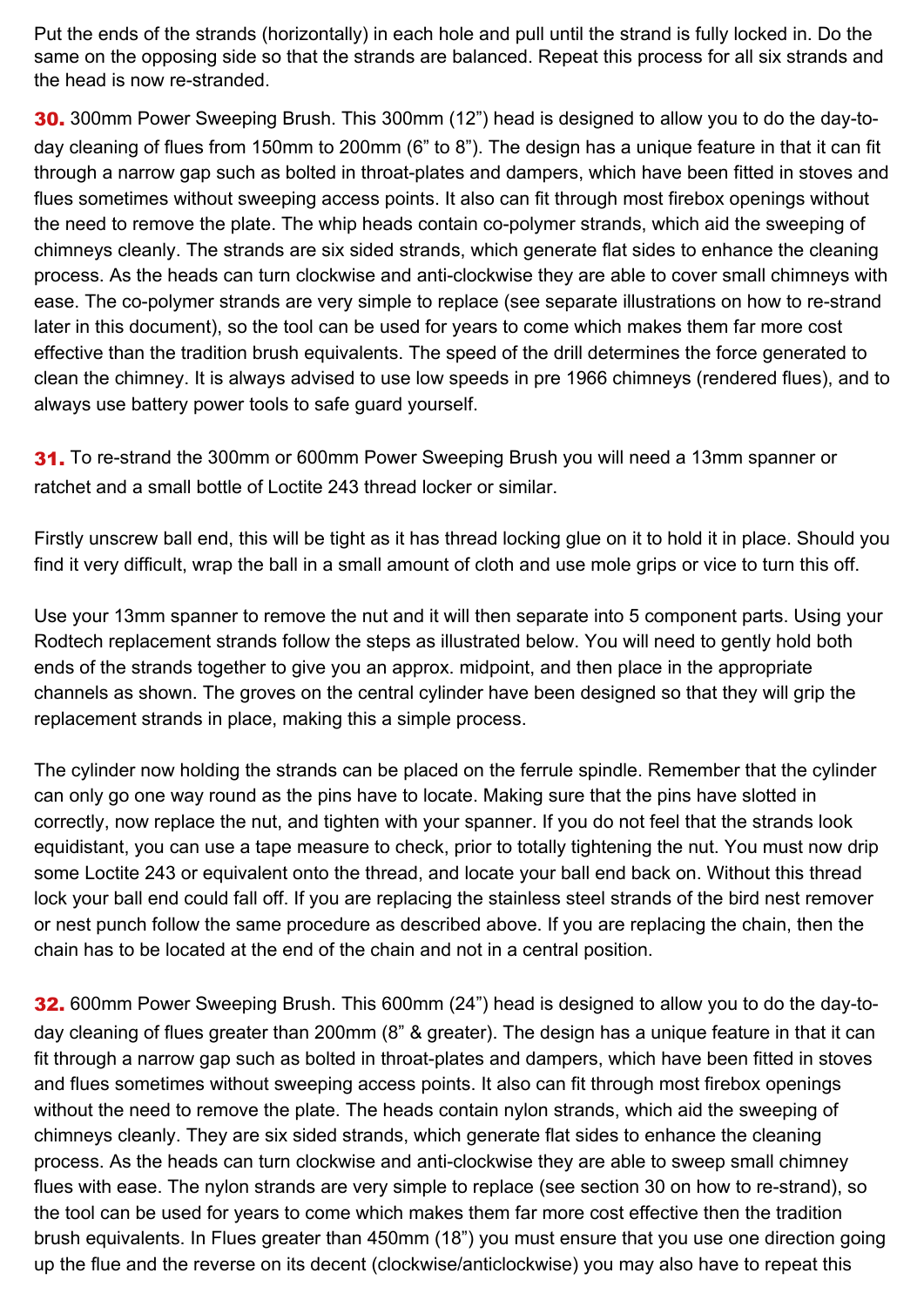Put the ends of the strands (horizontally) in each hole and pull until the strand is fully locked in. Do the same on the opposing side so that the strands are balanced. Repeat this process for all six strands and the head is now re-stranded.

**30.** 300mm Power Sweeping Brush. This 300mm (12”) head is designed to allow you to do the day-to-day cleaning of flues from 150mm to 200mm (6” to 8”). The design has a unique feature in that it can fit through a narrow gap such as bolted in throat-plates and dampers, which have been fitted in stoves and flues sometimes without sweeping access points. It also can fit through most firebox openings without the need to remove the plate. The whip heads contain co-polymer strands, which aid the sweeping of chimneys cleanly. The strands are six sided strands, which generate flat sides to enhance the cleaning process. As the heads can turn clockwise and anti-clockwise they are able to cover small chimneys with ease. The co-polymer strands are very simple to replace (see separate illustrations on how to re-strand later in this document), so the tool can be used for years to come which makes them far more cost effective than the tradition brush equivalents. The speed of the drill determines the force generated to clean the chimney. It is always advised to use low speeds in pre 1966 chimneys (rendered flues), and to always use battery power tools to safe guard yourself.

**31.** To re-strand the 300mm or 600mm Power Sweeping Brush you will need a 13mm spanner or ratchet and a small bottle of Loctite 243 thread locker or similar.

Firstly unscrew ball end, this will be tight as it has thread locking glue on it to hold it in place. Should you find it very difficult, wrap the ball in a small amount of cloth and use mole grips or vice to turn this off.

Use your 13mm spanner to remove the nut and it will then separate into 5 component parts. Using your Rodtech replacement strands follow the steps as illustrated below. You will need to gently hold both ends of the strands together to give you an approx. midpoint, and then place in the appropriate channels as shown. The groves on the central cylinder have been designed so that they will grip the replacement strands in place, making this a simple process.

The cylinder now holding the strands can be placed on the ferrule spindle. Remember that the cylinder can only go one way round as the pins have to locate. Making sure that the pins have slotted in correctly, now replace the nut, and tighten with your spanner. If you do not feel that the strands look equidistant, you can use a tape measure to check, prior to totally tightening the nut. You must now drip some Loctite 243 or equivalent onto the thread, and locate your ball end back on. Without this thread lock your ball end could fall off. If you are replacing the stainless steel strands of the bird nest remover or nest punch follow the same procedure as described above. If you are replacing the chain, then the chain has to be located at the end of the chain and not in a central position.

**32.** 600mm Power Sweeping Brush. This 600mm (24”) head is designed to allow you to do the day-to-day cleaning of flues greater than 200mm (8” & greater). The design has a unique feature in that it can fit through a narrow gap such as bolted in throat-plates and dampers, which have been fitted in stoves and flues sometimes without sweeping access points. It also can fit through most firebox openings without the need to remove the plate. The heads contain nylon strands, which aid the sweeping of chimneys cleanly. They are six sided strands, which generate flat sides to enhance the cleaning process. As the heads can turn clockwise and anti-clockwise they are able to sweep small chimney flues with ease. The nylon strands are very simple to replace (see section 30 on how to re-strand), so the tool can be used for years to come which makes them far more cost effective then the tradition brush equivalents. In Flues greater than 450mm (18”) you must ensure that you use one direction going up the flue and the reverse on its decent (clockwise/anticlockwise) you may also have to repeat this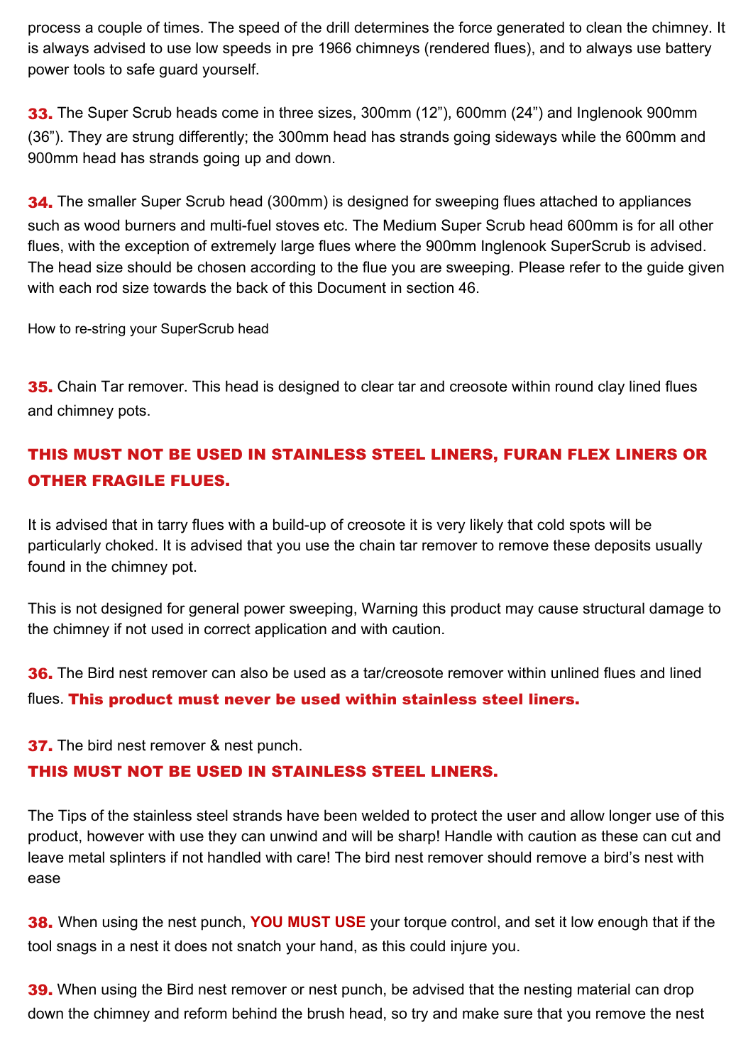process a couple of times. The speed of the drill determines the force generated to clean the chimney. It is always advised to use low speeds in pre 1966 chimneys (rendered flues), and to always use battery power tools to safe guard yourself.

**33.** The Super Scrub heads come in three sizes, 300mm (12”), 600mm (24”) and Inglenook 900mm (36”). They are strung differently; the 300mm head has strands going sideways while the 600mm and 900mm head has strands going up and down.

**34.** The smaller Super Scrub head (300mm) is designed for sweeping flues attached to appliances such as wood burners and multi-fuel stoves etc. The Medium Super Scrub head 600mm is for all other flues, with the exception of extremely large flues where the 900mm Inglenook SuperScrub is advised. The head size should be chosen according to the flue you are sweeping. Please refer to the guide given with each rod size towards the back of this Document in section 46.

How to re-string your SuperScrub head

**35.** Chain Tar remover. This head is designed to clear tar and creosote within round clay lined flues and chimney pots.

**THIS MUST NOT BE USED IN STAINLESS STEEL LINERS, FURAN FLEX LINERS OR OTHER FRAGILE FLUES.**

It is advised that in tarry flues with a build-up of creosote it is very likely that cold spots will be particularly choked. It is advised that you use the chain tar remover to remove these deposits usually found in the chimney pot.

This is not designed for general power sweeping, Warning this product may cause structural damage to the chimney if not used in correct application and with caution.

**36.** The Bird nest remover can also be used as a tar/creosote remover within unlined flues and lined flues. **This product must never be used within stainless steel liners.**

**37.** The bird nest remover & nest punch.
**THIS MUST NOT BE USED IN STAINLESS STEEL LINERS.**

The Tips of the stainless steel strands have been welded to protect the user and allow longer use of this product, however with use they can unwind and will be sharp! Handle with caution as these can cut and leave metal splinters if not handled with care! The bird nest remover should remove a bird’s nest with ease

**38.** When using the nest punch, **YOU MUST USE** your torque control, and set it low enough that if the tool snags in a nest it does not snatch your hand, as this could injure you.

**39.** When using the Bird nest remover or nest punch, be advised that the nesting material can drop down the chimney and reform behind the brush head, so try and make sure that you remove the nest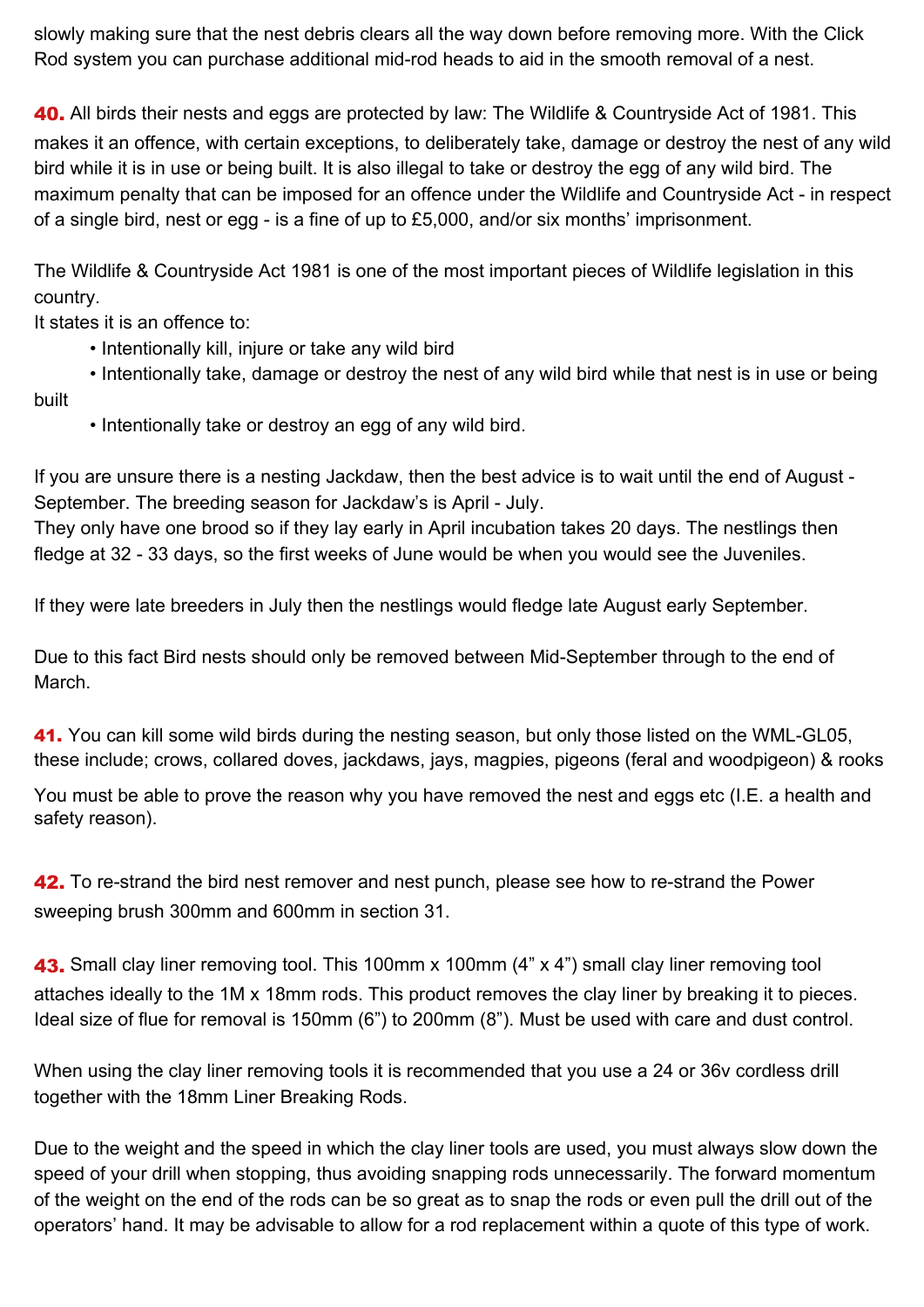slowly making sure that the nest debris clears all the way down before removing more. With the Click Rod system you can purchase additional mid-rod heads to aid in the smooth removal of a nest.

**40.** All birds their nests and eggs are protected by law: The Wildlife & Countryside Act of 1981. This makes it an offence, with certain exceptions, to deliberately take, damage or destroy the nest of any wild bird while it is in use or being built. It is also illegal to take or destroy the egg of any wild bird. The maximum penalty that can be imposed for an offence under the Wildlife and Countryside Act - in respect of a single bird, nest or egg - is a fine of up to £5,000, and/or six months' imprisonment.

The Wildlife & Countryside Act 1981 is one of the most important pieces of Wildlife legislation in this country.
It states it is an offence to:

- Intentionally kill, injure or take any wild bird
- Intentionally take, damage or destroy the nest of any wild bird while that nest is in use or being built
- Intentionally take or destroy an egg of any wild bird.

If you are unsure there is a nesting Jackdaw, then the best advice is to wait until the end of August - September. The breeding season for Jackdaw's is April - July.
They only have one brood so if they lay early in April incubation takes 20 days. The nestlings then fledge at 32 - 33 days, so the first weeks of June would be when you would see the Juveniles.

If they were late breeders in July then the nestlings would fledge late August early September.

Due to this fact Bird nests should only be removed between Mid-September through to the end of March.

**41.** You can kill some wild birds during the nesting season, but only those listed on the WML-GL05, these include; crows, collared doves, jackdaws, jays, magpies, pigeons (feral and woodpigeon) & rooks

You must be able to prove the reason why you have removed the nest and eggs etc (I.E. a health and safety reason).

**42.** To re-strand the bird nest remover and nest punch, please see how to re-strand the Power sweeping brush 300mm and 600mm in section 31.

**43.** Small clay liner removing tool. This 100mm x 100mm (4" x 4") small clay liner removing tool attaches ideally to the 1M x 18mm rods. This product removes the clay liner by breaking it to pieces. Ideal size of flue for removal is 150mm (6") to 200mm (8"). Must be used with care and dust control.

When using the clay liner removing tools it is recommended that you use a 24 or 36v cordless drill together with the 18mm Liner Breaking Rods.

Due to the weight and the speed in which the clay liner tools are used, you must always slow down the speed of your drill when stopping, thus avoiding snapping rods unnecessarily. The forward momentum of the weight on the end of the rods can be so great as to snap the rods or even pull the drill out of the operators' hand. It may be advisable to allow for a rod replacement within a quote of this type of work.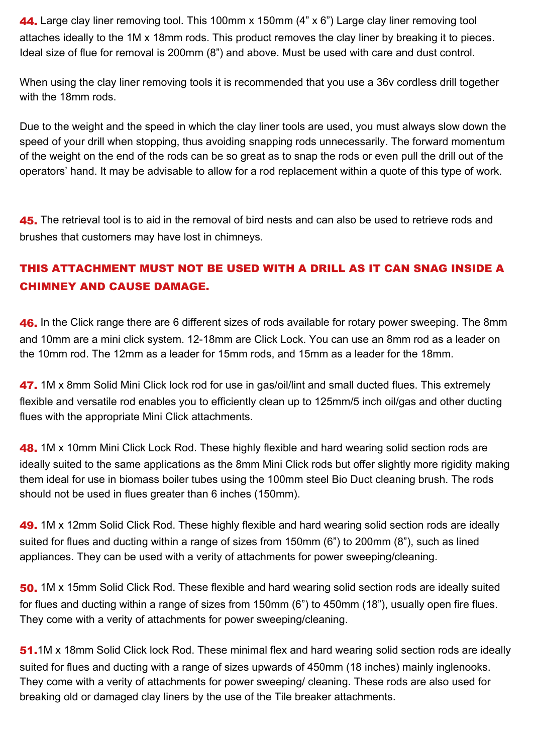**44.** Large clay liner removing tool. This 100mm x 150mm (4" x 6") Large clay liner removing tool attaches ideally to the 1M x 18mm rods. This product removes the clay liner by breaking it to pieces. Ideal size of flue for removal is 200mm (8") and above. Must be used with care and dust control.

When using the clay liner removing tools it is recommended that you use a 36v cordless drill together with the 18mm rods.

Due to the weight and the speed in which the clay liner tools are used, you must always slow down the speed of your drill when stopping, thus avoiding snapping rods unnecessarily. The forward momentum of the weight on the end of the rods can be so great as to snap the rods or even pull the drill out of the operators' hand. It may be advisable to allow for a rod replacement within a quote of this type of work.

**45.** The retrieval tool is to aid in the removal of bird nests and can also be used to retrieve rods and brushes that customers may have lost in chimneys.

**THIS ATTACHMENT MUST NOT BE USED WITH A DRILL AS IT CAN SNAG INSIDE A CHIMNEY AND CAUSE DAMAGE.**

**46.** In the Click range there are 6 different sizes of rods available for rotary power sweeping. The 8mm and 10mm are a mini click system. 12-18mm are Click Lock. You can use an 8mm rod as a leader on the 10mm rod. The 12mm as a leader for 15mm rods, and 15mm as a leader for the 18mm.

**47.** 1M x 8mm Solid Mini Click lock rod for use in gas/oil/lint and small ducted flues. This extremely flexible and versatile rod enables you to efficiently clean up to 125mm/5 inch oil/gas and other ducting flues with the appropriate Mini Click attachments.

**48.** 1M x 10mm Mini Click Lock Rod. These highly flexible and hard wearing solid section rods are ideally suited to the same applications as the 8mm Mini Click rods but offer slightly more rigidity making them ideal for use in biomass boiler tubes using the 100mm steel Bio Duct cleaning brush. The rods should not be used in flues greater than 6 inches (150mm).

**49.** 1M x 12mm Solid Click Rod. These highly flexible and hard wearing solid section rods are ideally suited for flues and ducting within a range of sizes from 150mm (6") to 200mm (8"), such as lined appliances. They can be used with a verity of attachments for power sweeping/cleaning.

**50.** 1M x 15mm Solid Click Rod. These flexible and hard wearing solid section rods are ideally suited for flues and ducting within a range of sizes from 150mm (6") to 450mm (18"), usually open fire flues. They come with a verity of attachments for power sweeping/cleaning.

**51.**1M x 18mm Solid Click lock Rod. These minimal flex and hard wearing solid section rods are ideally suited for flues and ducting with a range of sizes upwards of 450mm (18 inches) mainly inglenooks. They come with a verity of attachments for power sweeping/ cleaning. These rods are also used for breaking old or damaged clay liners by the use of the Tile breaker attachments.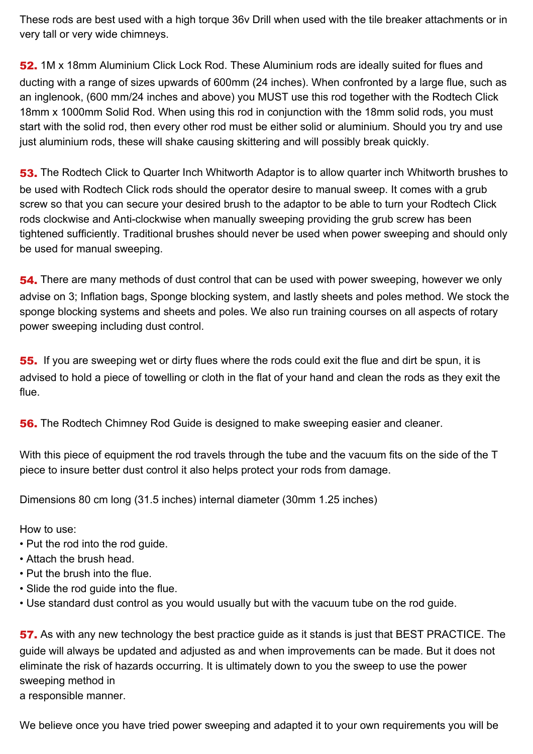These rods are best used with a high torque 36v Drill when used with the tile breaker attachments or in very tall or very wide chimneys.

**52.** 1M x 18mm Aluminium Click Lock Rod. These Aluminium rods are ideally suited for flues and ducting with a range of sizes upwards of 600mm (24 inches). When confronted by a large flue, such as an inglenook, (600 mm/24 inches and above) you MUST use this rod together with the Rodtech Click 18mm x 1000mm Solid Rod. When using this rod in conjunction with the 18mm solid rods, you must start with the solid rod, then every other rod must be either solid or aluminium. Should you try and use just aluminium rods, these will shake causing skittering and will possibly break quickly.

**53.** The Rodtech Click to Quarter Inch Whitworth Adaptor is to allow quarter inch Whitworth brushes to be used with Rodtech Click rods should the operator desire to manual sweep. It comes with a grub screw so that you can secure your desired brush to the adaptor to be able to turn your Rodtech Click rods clockwise and Anti-clockwise when manually sweeping providing the grub screw has been tightened sufficiently. Traditional brushes should never be used when power sweeping and should only be used for manual sweeping.

**54.** There are many methods of dust control that can be used with power sweeping, however we only advise on 3; Inflation bags, Sponge blocking system, and lastly sheets and poles method. We stock the sponge blocking systems and sheets and poles. We also run training courses on all aspects of rotary power sweeping including dust control.

**55.** If you are sweeping wet or dirty flues where the rods could exit the flue and dirt be spun, it is advised to hold a piece of towelling or cloth in the flat of your hand and clean the rods as they exit the flue.

**56.** The Rodtech Chimney Rod Guide is designed to make sweeping easier and cleaner.

With this piece of equipment the rod travels through the tube and the vacuum fits on the side of the T piece to insure better dust control it also helps protect your rods from damage.

Dimensions 80 cm long (31.5 inches) internal diameter (30mm 1.25 inches)

How to use:

- Put the rod into the rod guide.
- Attach the brush head.
- Put the brush into the flue.
- Slide the rod guide into the flue.
- Use standard dust control as you would usually but with the vacuum tube on the rod guide.

**57.** As with any new technology the best practice guide as it stands is just that BEST PRACTICE. The guide will always be updated and adjusted as and when improvements can be made. But it does not eliminate the risk of hazards occurring. It is ultimately down to you the sweep to use the power sweeping method in
a responsible manner.

We believe once you have tried power sweeping and adapted it to your own requirements you will be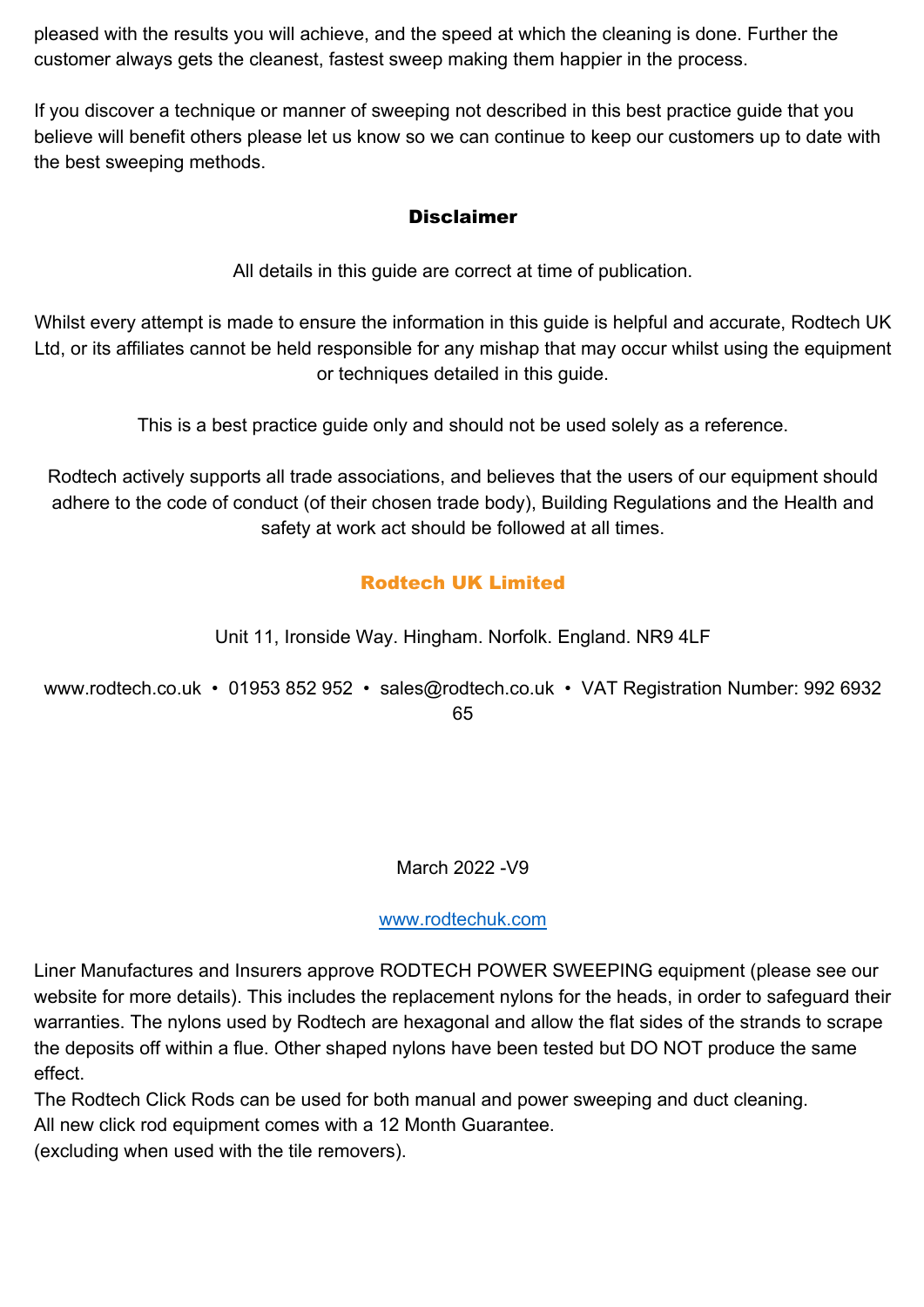pleased with the results you will achieve, and the speed at which the cleaning is done. Further the customer always gets the cleanest, fastest sweep making them happier in the process.

If you discover a technique or manner of sweeping not described in this best practice guide that you believe will benefit others please let us know so we can continue to keep our customers up to date with the best sweeping methods.

## Disclaimer

All details in this guide are correct at time of publication.

Whilst every attempt is made to ensure the information in this guide is helpful and accurate, Rodtech UK Ltd, or its affiliates cannot be held responsible for any mishap that may occur whilst using the equipment or techniques detailed in this guide.

This is a best practice guide only and should not be used solely as a reference.

Rodtech actively supports all trade associations, and believes that the users of our equipment should adhere to the code of conduct (of their chosen trade body), Building Regulations and the Health and safety at work act should be followed at all times.

**Rodtech UK Limited**

Unit 11, Ironside Way. Hingham. Norfolk. England. NR9 4LF

www.rodtech.co.uk • 01953 852 952 • sales@rodtech.co.uk • VAT Registration Number: 992 6932 65

March 2022 -V9

www.rodtechuk.com

Liner Manufactures and Insurers approve RODTECH POWER SWEEPING equipment (please see our website for more details). This includes the replacement nylons for the heads, in order to safeguard their warranties. The nylons used by Rodtech are hexagonal and allow the flat sides of the strands to scrape the deposits off within a flue. Other shaped nylons have been tested but DO NOT produce the same effect.
The Rodtech Click Rods can be used for both manual and power sweeping and duct cleaning.
All new click rod equipment comes with a 12 Month Guarantee.
(excluding when used with the tile removers).